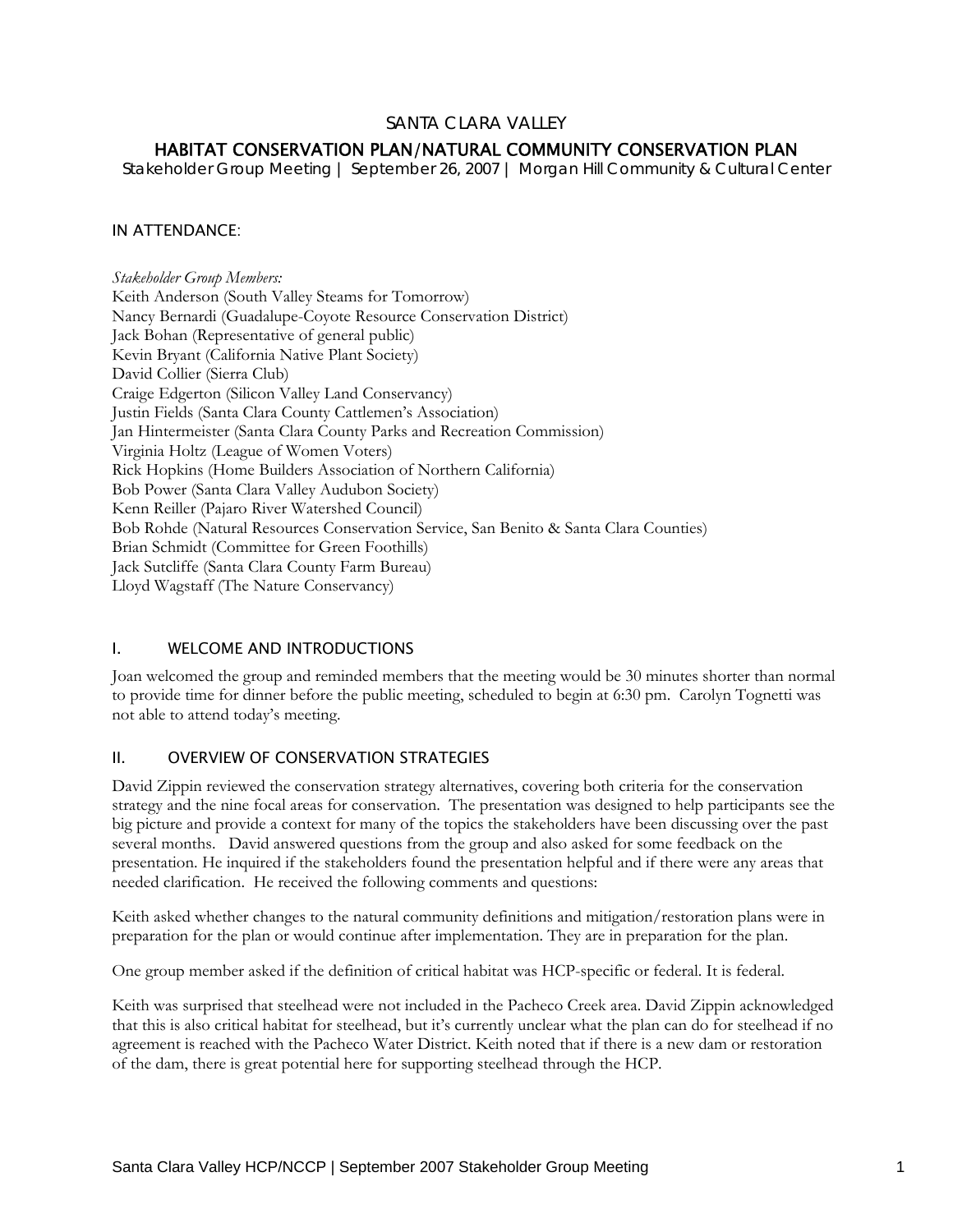# SANTA CLARA VALLEY

## HABITAT CONSERVATION PLAN/NATURAL COMMUNITY CONSERVATION PLAN

Stakeholder Group Meeting | September 26, 2007 | Morgan Hill Community & Cultural Center

### IN ATTENDANCE:

*Stakeholder Group Members:*

Keith Anderson (South Valley Steams for Tomorrow)
Nancy Bernardi (Guadalupe-Coyote Resource Conservation District)
Jack Bohan (Representative of general public)
Kevin Bryant (California Native Plant Society)
David Collier (Sierra Club)
Craige Edgerton (Silicon Valley Land Conservancy)
Justin Fields (Santa Clara County Cattlemen's Association)
Jan Hintermeister (Santa Clara County Parks and Recreation Commission)
Virginia Holtz (League of Women Voters)
Rick Hopkins (Home Builders Association of Northern California)
Bob Power (Santa Clara Valley Audubon Society)
Kenn Reiller (Pajaro River Watershed Council)
Bob Rohde (Natural Resources Conservation Service, San Benito & Santa Clara Counties)
Brian Schmidt (Committee for Green Foothills)
Jack Sutcliffe (Santa Clara County Farm Bureau)
Lloyd Wagstaff (The Nature Conservancy)

### I. WELCOME AND INTRODUCTIONS

Joan welcomed the group and reminded members that the meeting would be 30 minutes shorter than normal to provide time for dinner before the public meeting, scheduled to begin at 6:30 pm. Carolyn Tognetti was not able to attend today's meeting.

### II. OVERVIEW OF CONSERVATION STRATEGIES

David Zippin reviewed the conservation strategy alternatives, covering both criteria for the conservation strategy and the nine focal areas for conservation. The presentation was designed to help participants see the big picture and provide a context for many of the topics the stakeholders have been discussing over the past several months. David answered questions from the group and also asked for some feedback on the presentation. He inquired if the stakeholders found the presentation helpful and if there were any areas that needed clarification. He received the following comments and questions:

Keith asked whether changes to the natural community definitions and mitigation/restoration plans were in preparation for the plan or would continue after implementation. They are in preparation for the plan.

One group member asked if the definition of critical habitat was HCP-specific or federal. It is federal.

Keith was surprised that steelhead were not included in the Pacheco Creek area. David Zippin acknowledged that this is also critical habitat for steelhead, but it's currently unclear what the plan can do for steelhead if no agreement is reached with the Pacheco Water District. Keith noted that if there is a new dam or restoration of the dam, there is great potential here for supporting steelhead through the HCP.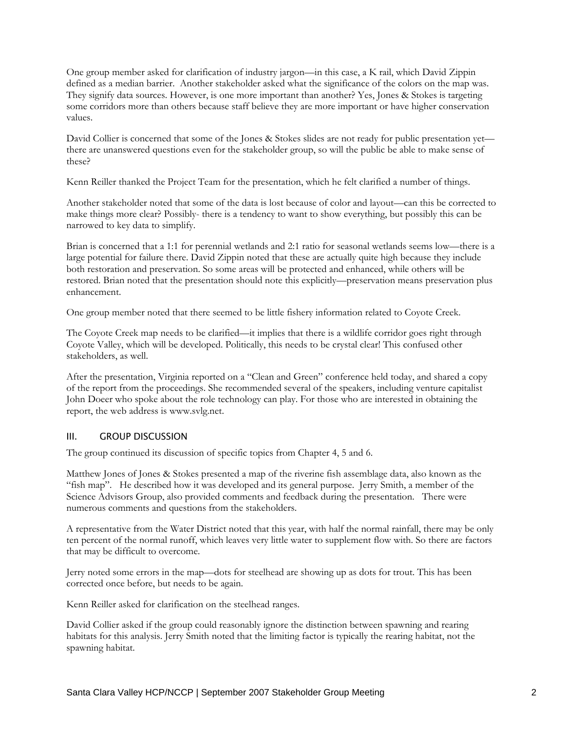One group member asked for clarification of industry jargon—in this case, a K rail, which David Zippin defined as a median barrier. Another stakeholder asked what the significance of the colors on the map was. They signify data sources. However, is one more important than another? Yes, Jones & Stokes is targeting some corridors more than others because staff believe they are more important or have higher conservation values.

David Collier is concerned that some of the Jones & Stokes slides are not ready for public presentation yet—there are unanswered questions even for the stakeholder group, so will the public be able to make sense of these?

Kenn Reiller thanked the Project Team for the presentation, which he felt clarified a number of things.

Another stakeholder noted that some of the data is lost because of color and layout—can this be corrected to make things more clear? Possibly- there is a tendency to want to show everything, but possibly this can be narrowed to key data to simplify.

Brian is concerned that a 1:1 for perennial wetlands and 2:1 ratio for seasonal wetlands seems low—there is a large potential for failure there. David Zippin noted that these are actually quite high because they include both restoration and preservation. So some areas will be protected and enhanced, while others will be restored. Brian noted that the presentation should note this explicitly—preservation means preservation plus enhancement.

One group member noted that there seemed to be little fishery information related to Coyote Creek.

The Coyote Creek map needs to be clarified—it implies that there is a wildlife corridor goes right through Coyote Valley, which will be developed. Politically, this needs to be crystal clear! This confused other stakeholders, as well.

After the presentation, Virginia reported on a "Clean and Green" conference held today, and shared a copy of the report from the proceedings. She recommended several of the speakers, including venture capitalist John Doeer who spoke about the role technology can play. For those who are interested in obtaining the report, the web address is www.svlg.net.

## III. GROUP DISCUSSION

The group continued its discussion of specific topics from Chapter 4, 5 and 6.

Matthew Jones of Jones & Stokes presented a map of the riverine fish assemblage data, also known as the "fish map". He described how it was developed and its general purpose. Jerry Smith, a member of the Science Advisors Group, also provided comments and feedback during the presentation. There were numerous comments and questions from the stakeholders.

A representative from the Water District noted that this year, with half the normal rainfall, there may be only ten percent of the normal runoff, which leaves very little water to supplement flow with. So there are factors that may be difficult to overcome.

Jerry noted some errors in the map—dots for steelhead are showing up as dots for trout. This has been corrected once before, but needs to be again.

Kenn Reiller asked for clarification on the steelhead ranges.

David Collier asked if the group could reasonably ignore the distinction between spawning and rearing habitats for this analysis. Jerry Smith noted that the limiting factor is typically the rearing habitat, not the spawning habitat.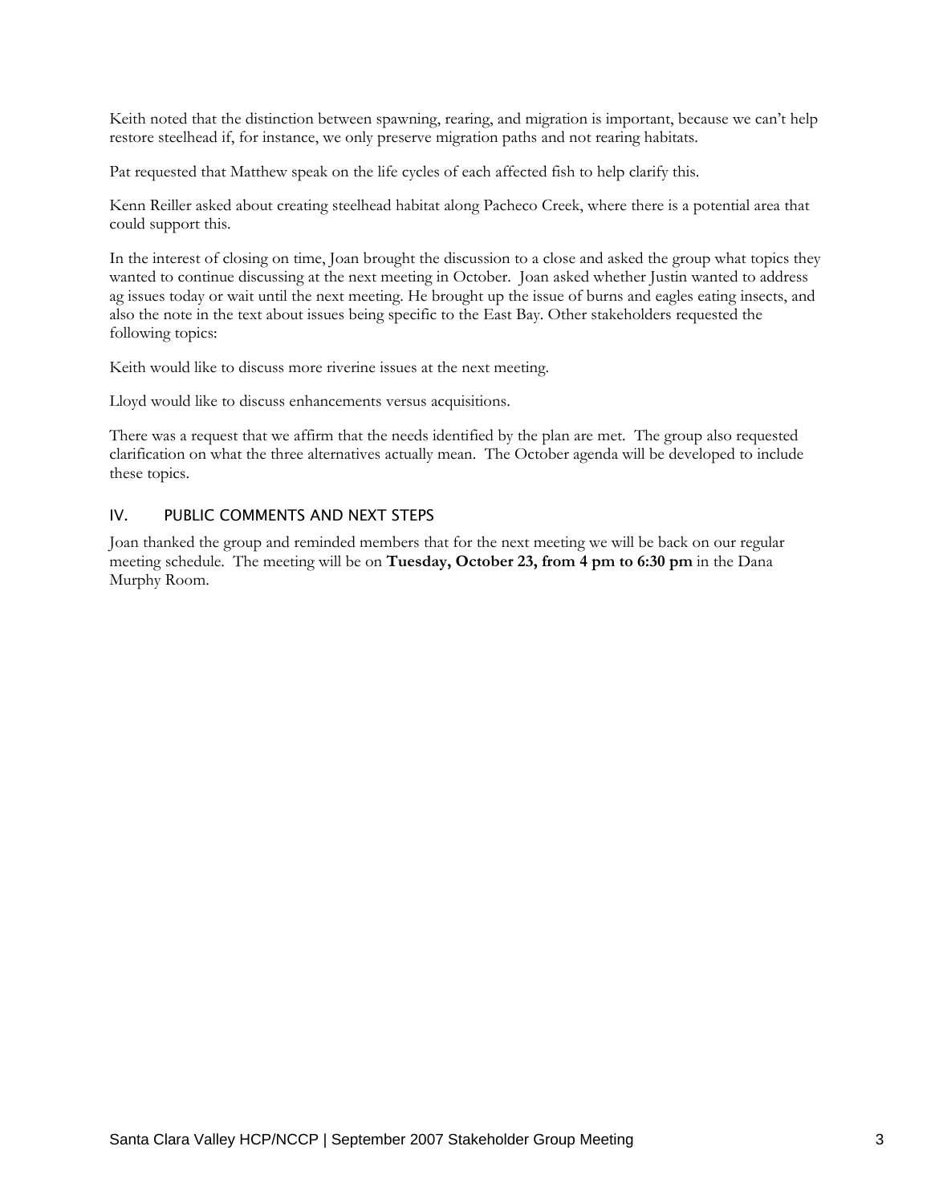Keith noted that the distinction between spawning, rearing, and migration is important, because we can't help restore steelhead if, for instance, we only preserve migration paths and not rearing habitats.

Pat requested that Matthew speak on the life cycles of each affected fish to help clarify this.

Kenn Reiller asked about creating steelhead habitat along Pacheco Creek, where there is a potential area that could support this.

In the interest of closing on time, Joan brought the discussion to a close and asked the group what topics they wanted to continue discussing at the next meeting in October. Joan asked whether Justin wanted to address ag issues today or wait until the next meeting. He brought up the issue of burns and eagles eating insects, and also the note in the text about issues being specific to the East Bay. Other stakeholders requested the following topics:

Keith would like to discuss more riverine issues at the next meeting.

Lloyd would like to discuss enhancements versus acquisitions.

There was a request that we affirm that the needs identified by the plan are met. The group also requested clarification on what the three alternatives actually mean. The October agenda will be developed to include these topics.

## IV. PUBLIC COMMENTS AND NEXT STEPS

Joan thanked the group and reminded members that for the next meeting we will be back on our regular meeting schedule. The meeting will be on **Tuesday, October 23, from 4 pm to 6:30 pm** in the Dana Murphy Room.